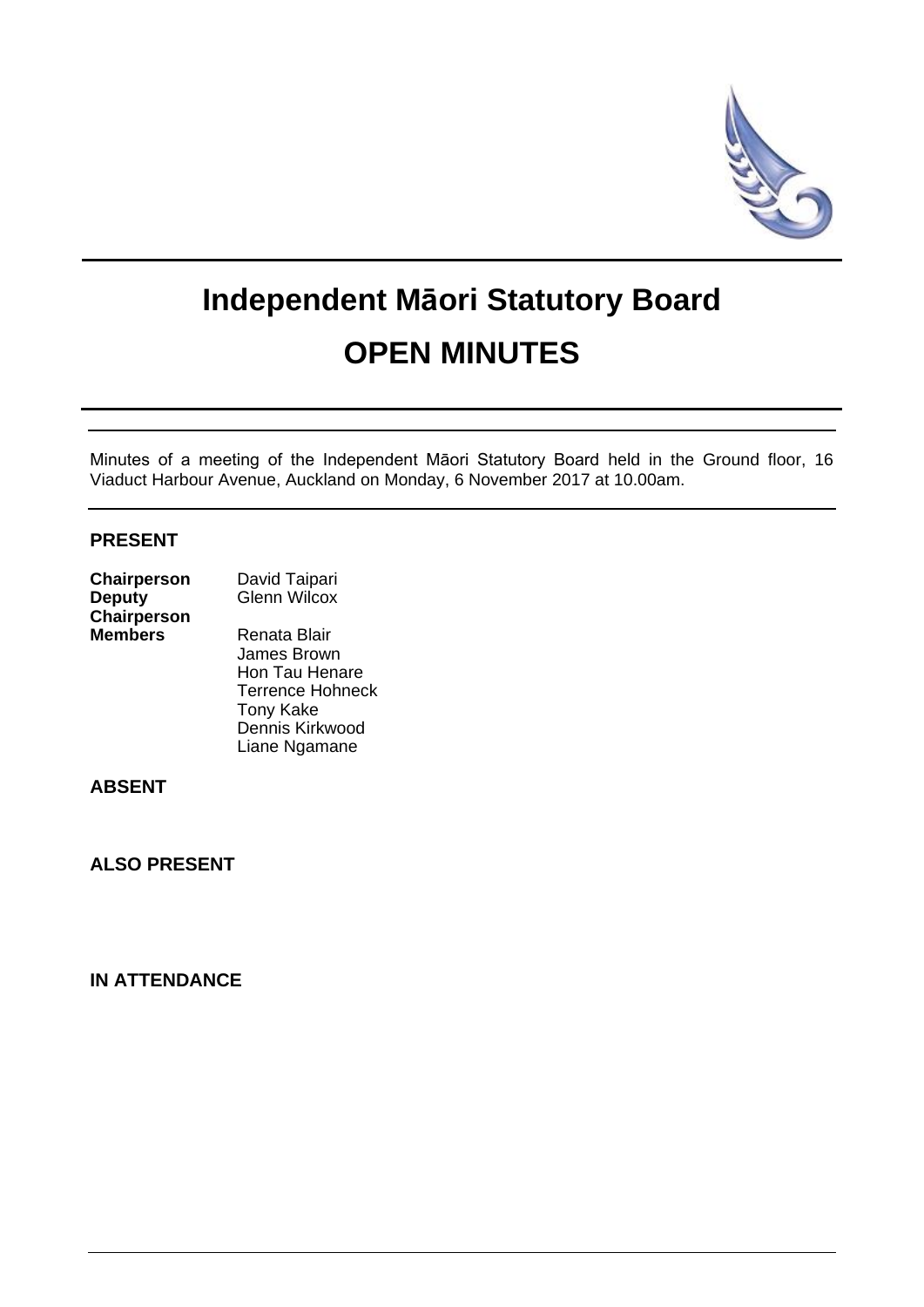# Independent Māori Statutory Board

# OPEN MINUTES

Minutes of a meeting of the Independent Māori Statutory Board held in the Ground floor, 16 Viaduct Harbour Avenue, Auckland on Monday, 6 November 2017 at 10.00am.

## PRESENT

| | |
|---|---|
| **Chairperson** | David Taipari |
| **Deputy Chairperson** | Glenn Wilcox |
| **Members** | Renata Blair |
| | James Brown |
| | Hon Tau Henare |
| | Terrence Hohneck |
| | Tony Kake |
| | Dennis Kirkwood |
| | Liane Ngamane |

## ABSENT

## ALSO PRESENT

## IN ATTENDANCE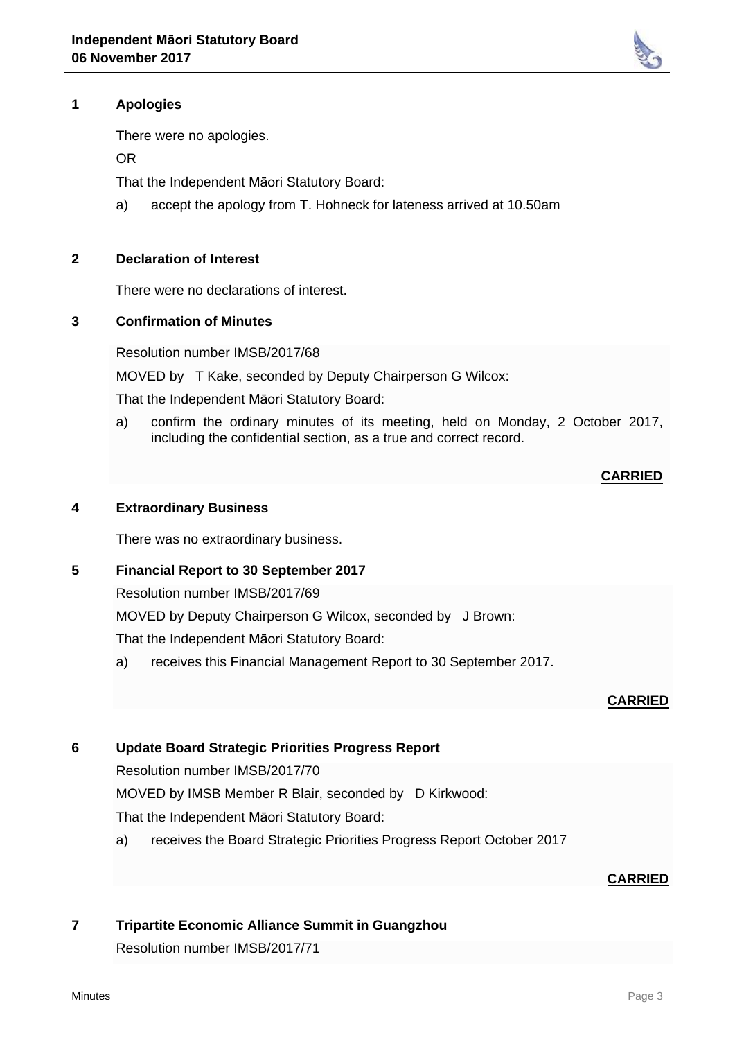## 1 Apologies

There were no apologies.

OR

That the Independent Māori Statutory Board:

a) accept the apology from T. Hohneck for lateness arrived at 10.50am

## 2 Declaration of Interest

There were no declarations of interest.

## 3 Confirmation of Minutes

Resolution number IMSB/2017/68

MOVED by T Kake, seconded by Deputy Chairperson G Wilcox:

That the Independent Māori Statutory Board:

a) confirm the ordinary minutes of its meeting, held on Monday, 2 October 2017, including the confidential section, as a true and correct record.

**CARRIED**

## 4 Extraordinary Business

There was no extraordinary business.

## 5 Financial Report to 30 September 2017

Resolution number IMSB/2017/69

MOVED by Deputy Chairperson G Wilcox, seconded by J Brown:

That the Independent Māori Statutory Board:

a) receives this Financial Management Report to 30 September 2017.

**CARRIED**

## 6 Update Board Strategic Priorities Progress Report

Resolution number IMSB/2017/70

MOVED by IMSB Member R Blair, seconded by D Kirkwood:

That the Independent Māori Statutory Board:

a) receives the Board Strategic Priorities Progress Report October 2017

**CARRIED**

## 7 Tripartite Economic Alliance Summit in Guangzhou

Resolution number IMSB/2017/71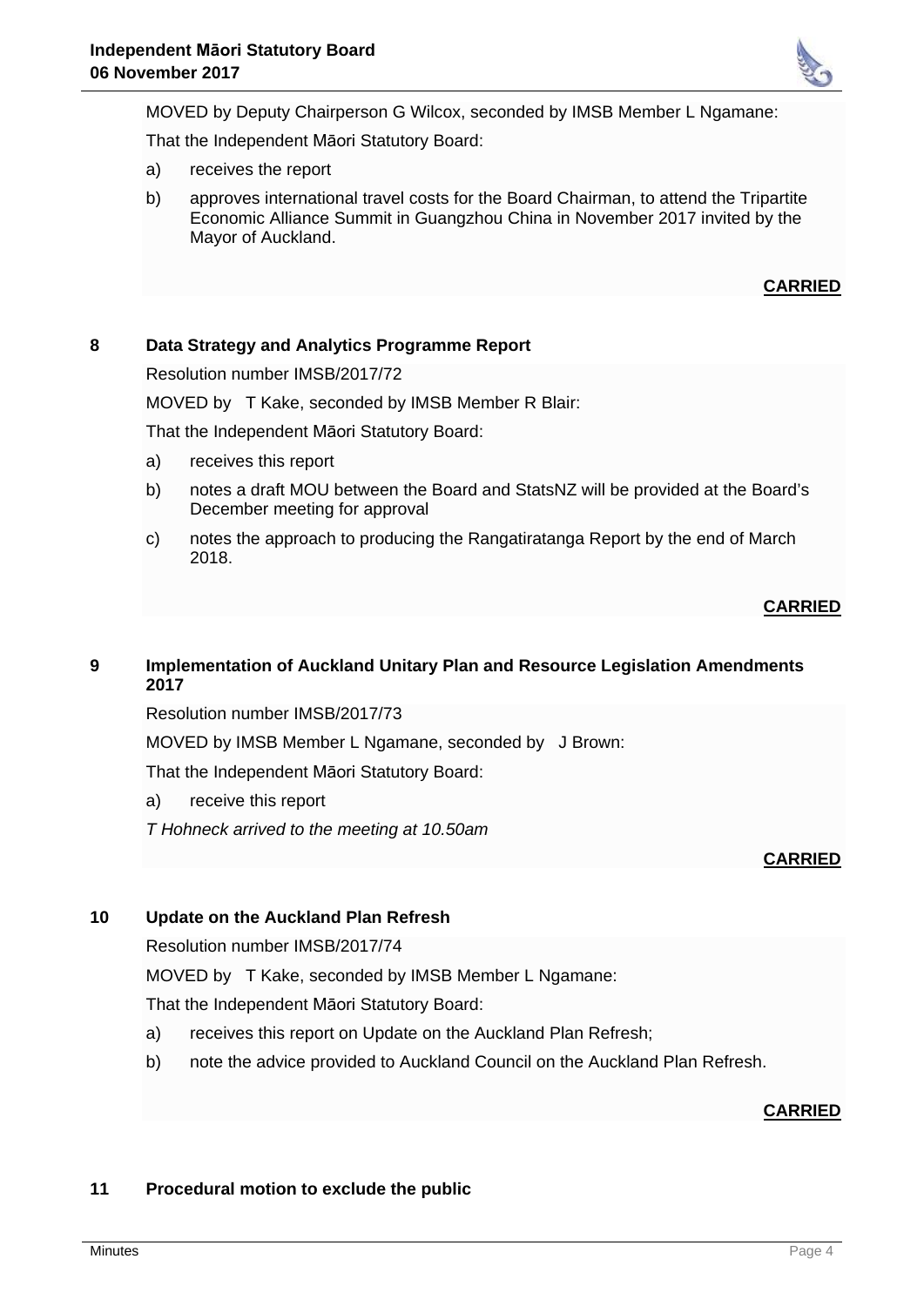MOVED by Deputy Chairperson G Wilcox, seconded by IMSB Member L Ngamane:

That the Independent Māori Statutory Board:

a) receives the report

b) approves international travel costs for the Board Chairman, to attend the Tripartite Economic Alliance Summit in Guangzhou China in November 2017 invited by the Mayor of Auckland.

**CARRIED**

## 8 Data Strategy and Analytics Programme Report

Resolution number IMSB/2017/72

MOVED by T Kake, seconded by IMSB Member R Blair:

That the Independent Māori Statutory Board:

a) receives this report

b) notes a draft MOU between the Board and StatsNZ will be provided at the Board's December meeting for approval

c) notes the approach to producing the Rangatiratanga Report by the end of March 2018.

**CARRIED**

## 9 Implementation of Auckland Unitary Plan and Resource Legislation Amendments 2017

Resolution number IMSB/2017/73

MOVED by IMSB Member L Ngamane, seconded by J Brown:

That the Independent Māori Statutory Board:

a) receive this report

*T Hohneck arrived to the meeting at 10.50am*

**CARRIED**

## 10 Update on the Auckland Plan Refresh

Resolution number IMSB/2017/74

MOVED by T Kake, seconded by IMSB Member L Ngamane:

That the Independent Māori Statutory Board:

a) receives this report on Update on the Auckland Plan Refresh;

b) note the advice provided to Auckland Council on the Auckland Plan Refresh.

**CARRIED**

## 11 Procedural motion to exclude the public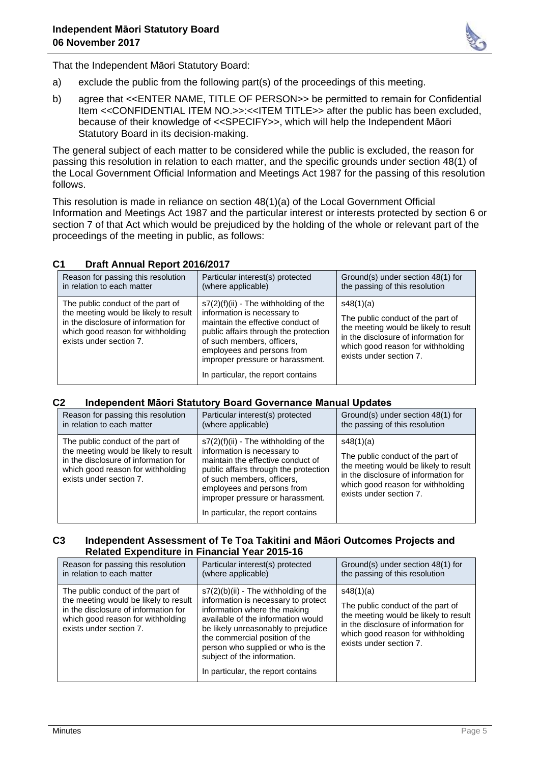That the Independent Māori Statutory Board:

a) exclude the public from the following part(s) of the proceedings of this meeting.

b) agree that <<ENTER NAME, TITLE OF PERSON>> be permitted to remain for Confidential Item <<CONFIDENTIAL ITEM NO.>>:<<ITEM TITLE>> after the public has been excluded, because of their knowledge of <<SPECIFY>>, which will help the Independent Māori Statutory Board in its decision-making.

The general subject of each matter to be considered while the public is excluded, the reason for passing this resolution in relation to each matter, and the specific grounds under section 48(1) of the Local Government Official Information and Meetings Act 1987 for the passing of this resolution follows.

This resolution is made in reliance on section 48(1)(a) of the Local Government Official Information and Meetings Act 1987 and the particular interest or interests protected by section 6 or section 7 of that Act which would be prejudiced by the holding of the whole or relevant part of the proceedings of the meeting in public, as follows:

### C1 Draft Annual Report 2016/2017

| Reason for passing this resolution in relation to each matter | Particular interest(s) protected (where applicable) | Ground(s) under section 48(1) for the passing of this resolution |
|---|---|---|
| The public conduct of the part of the meeting would be likely to result in the disclosure of information for which good reason for withholding exists under section 7. | s7(2)(f)(ii) - The withholding of the information is necessary to maintain the effective conduct of public affairs through the protection of such members, officers, employees and persons from improper pressure or harassment.<br><br>In particular, the report contains | s48(1)(a)<br><br>The public conduct of the part of the meeting would be likely to result in the disclosure of information for which good reason for withholding exists under section 7. |

### C2 Independent Māori Statutory Board Governance Manual Updates

| Reason for passing this resolution in relation to each matter | Particular interest(s) protected (where applicable) | Ground(s) under section 48(1) for the passing of this resolution |
|---|---|---|
| The public conduct of the part of the meeting would be likely to result in the disclosure of information for which good reason for withholding exists under section 7. | s7(2)(f)(ii) - The withholding of the information is necessary to maintain the effective conduct of public affairs through the protection of such members, officers, employees and persons from improper pressure or harassment.<br><br>In particular, the report contains | s48(1)(a)<br><br>The public conduct of the part of the meeting would be likely to result in the disclosure of information for which good reason for withholding exists under section 7. |

### C3 Independent Assessment of Te Toa Takitini and Māori Outcomes Projects and Related Expenditure in Financial Year 2015-16

| Reason for passing this resolution in relation to each matter | Particular interest(s) protected (where applicable) | Ground(s) under section 48(1) for the passing of this resolution |
|---|---|---|
| The public conduct of the part of the meeting would be likely to result in the disclosure of information for which good reason for withholding exists under section 7. | s7(2)(b)(ii) - The withholding of the information is necessary to protect information where the making available of the information would be likely unreasonably to prejudice the commercial position of the person who supplied or who is the subject of the information.<br><br>In particular, the report contains | s48(1)(a)<br><br>The public conduct of the part of the meeting would be likely to result in the disclosure of information for which good reason for withholding exists under section 7. |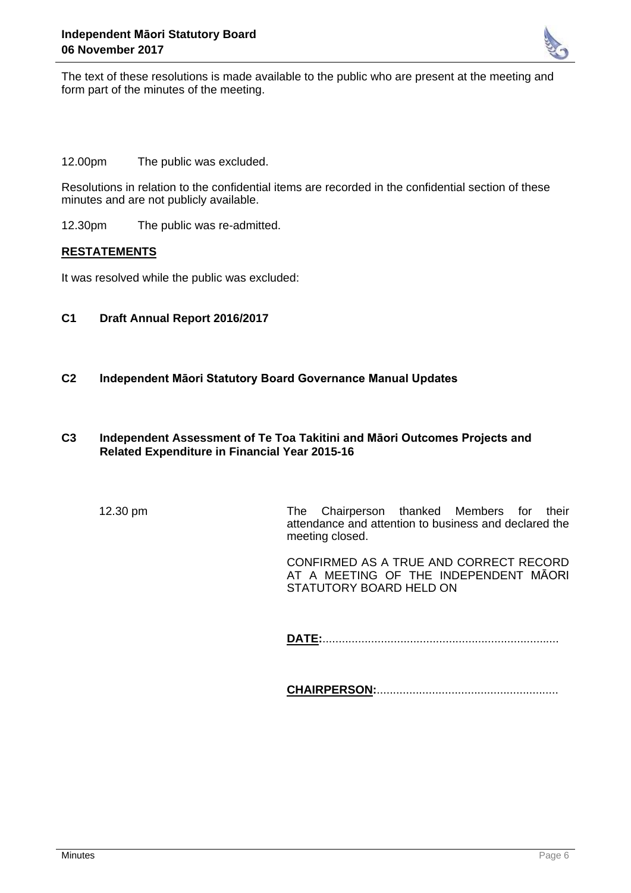The text of these resolutions is made available to the public who are present at the meeting and form part of the minutes of the meeting.

12.00pm The public was excluded.

Resolutions in relation to the confidential items are recorded in the confidential section of these minutes and are not publicly available.

12.30pm The public was re-admitted.

**RESTATEMENTS**

It was resolved while the public was excluded:

**C1 Draft Annual Report 2016/2017**

**C2 Independent Māori Statutory Board Governance Manual Updates**

**C3 Independent Assessment of Te Toa Takitini and Māori Outcomes Projects and Related Expenditure in Financial Year 2015-16**

12.30 pm The Chairperson thanked Members for their attendance and attention to business and declared the meeting closed.

CONFIRMED AS A TRUE AND CORRECT RECORD AT A MEETING OF THE INDEPENDENT MĀORI STATUTORY BOARD HELD ON

**DATE:**.........................................................................

**CHAIRPERSON:**........................................................